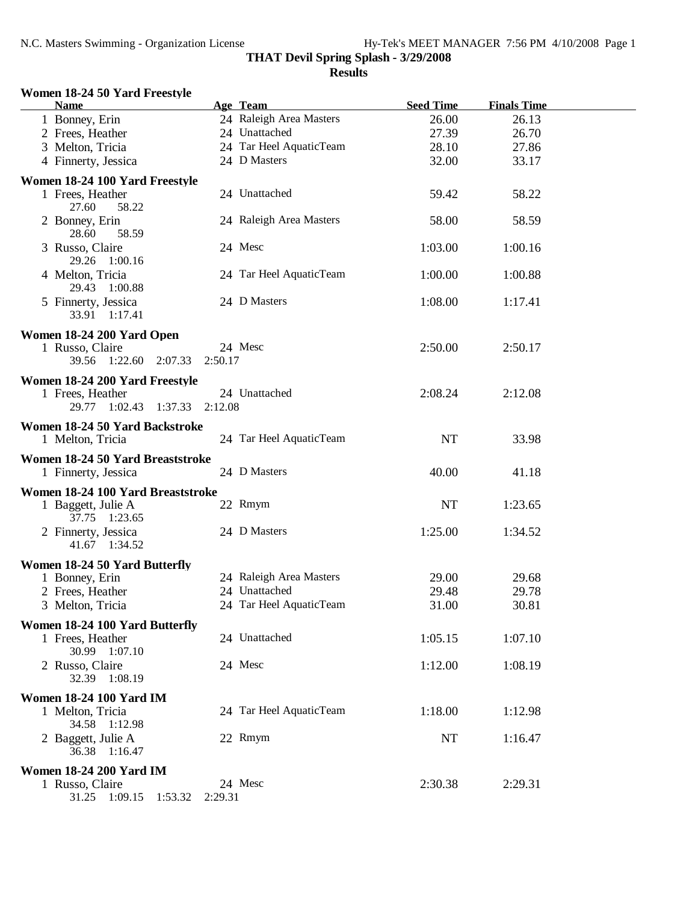**THAT Devil Spring Splash - 3/29/2008**

**Results**

### Women 18-24 50 Yard Freestyle

| Name | Age | Team | Seed Time | Finals Time |
|---|---|---|---|---|
| 1 Bonney, Erin | 24 | Raleigh Area Masters | 26.00 | 26.13 |
| 2 Frees, Heather | 24 | Unattached | 27.39 | 26.70 |
| 3 Melton, Tricia | 24 | Tar Heel AquaticTeam | 28.10 | 27.86 |
| 4 Finnerty, Jessica | 24 | D Masters | 32.00 | 33.17 |

### Women 18-24 100 Yard Freestyle

| Name | Age | Team | Seed Time | Finals Time |
|---|---|---|---|---|
| 1 Frees, Heather | 24 | Unattached | 59.42 | 58.22 |
| 27.60 58.22 | | | | |
| 2 Bonney, Erin | 24 | Raleigh Area Masters | 58.00 | 58.59 |
| 28.60 58.59 | | | | |
| 3 Russo, Claire | 24 | Mesc | 1:03.00 | 1:00.16 |
| 29.26 1:00.16 | | | | |
| 4 Melton, Tricia | 24 | Tar Heel AquaticTeam | 1:00.00 | 1:00.88 |
| 29.43 1:00.88 | | | | |
| 5 Finnerty, Jessica | 24 | D Masters | 1:08.00 | 1:17.41 |
| 33.91 1:17.41 | | | | |

### Women 18-24 200 Yard Open

| Name | Age | Team | Seed Time | Finals Time |
|---|---|---|---|---|
| 1 Russo, Claire | 24 | Mesc | 2:50.00 | 2:50.17 |
| 39.56 1:22.60 2:07.33 2:50.17 | | | | |

### Women 18-24 200 Yard Freestyle

| Name | Age | Team | Seed Time | Finals Time |
|---|---|---|---|---|
| 1 Frees, Heather | 24 | Unattached | 2:08.24 | 2:12.08 |
| 29.77 1:02.43 1:37.33 2:12.08 | | | | |

### Women 18-24 50 Yard Backstroke

| Name | Age | Team | Seed Time | Finals Time |
|---|---|---|---|---|
| 1 Melton, Tricia | 24 | Tar Heel AquaticTeam | NT | 33.98 |

### Women 18-24 50 Yard Breaststroke

| Name | Age | Team | Seed Time | Finals Time |
|---|---|---|---|---|
| 1 Finnerty, Jessica | 24 | D Masters | 40.00 | 41.18 |

### Women 18-24 100 Yard Breaststroke

| Name | Age | Team | Seed Time | Finals Time |
|---|---|---|---|---|
| 1 Baggett, Julie A | 22 | Rmym | NT | 1:23.65 |
| 37.75 1:23.65 | | | | |
| 2 Finnerty, Jessica | 24 | D Masters | 1:25.00 | 1:34.52 |
| 41.67 1:34.52 | | | | |

### Women 18-24 50 Yard Butterfly

| Name | Age | Team | Seed Time | Finals Time |
|---|---|---|---|---|
| 1 Bonney, Erin | 24 | Raleigh Area Masters | 29.00 | 29.68 |
| 2 Frees, Heather | 24 | Unattached | 29.48 | 29.78 |
| 3 Melton, Tricia | 24 | Tar Heel AquaticTeam | 31.00 | 30.81 |

### Women 18-24 100 Yard Butterfly

| Name | Age | Team | Seed Time | Finals Time |
|---|---|---|---|---|
| 1 Frees, Heather | 24 | Unattached | 1:05.15 | 1:07.10 |
| 30.99 1:07.10 | | | | |
| 2 Russo, Claire | 24 | Mesc | 1:12.00 | 1:08.19 |
| 32.39 1:08.19 | | | | |

### Women 18-24 100 Yard IM

| Name | Age | Team | Seed Time | Finals Time |
|---|---|---|---|---|
| 1 Melton, Tricia | 24 | Tar Heel AquaticTeam | 1:18.00 | 1:12.98 |
| 34.58 1:12.98 | | | | |
| 2 Baggett, Julie A | 22 | Rmym | NT | 1:16.47 |
| 36.38 1:16.47 | | | | |

### Women 18-24 200 Yard IM

| Name | Age | Team | Seed Time | Finals Time |
|---|---|---|---|---|
| 1 Russo, Claire | 24 | Mesc | 2:30.38 | 2:29.31 |
| 31.25 1:09.15 1:53.32 2:29.31 | | | | |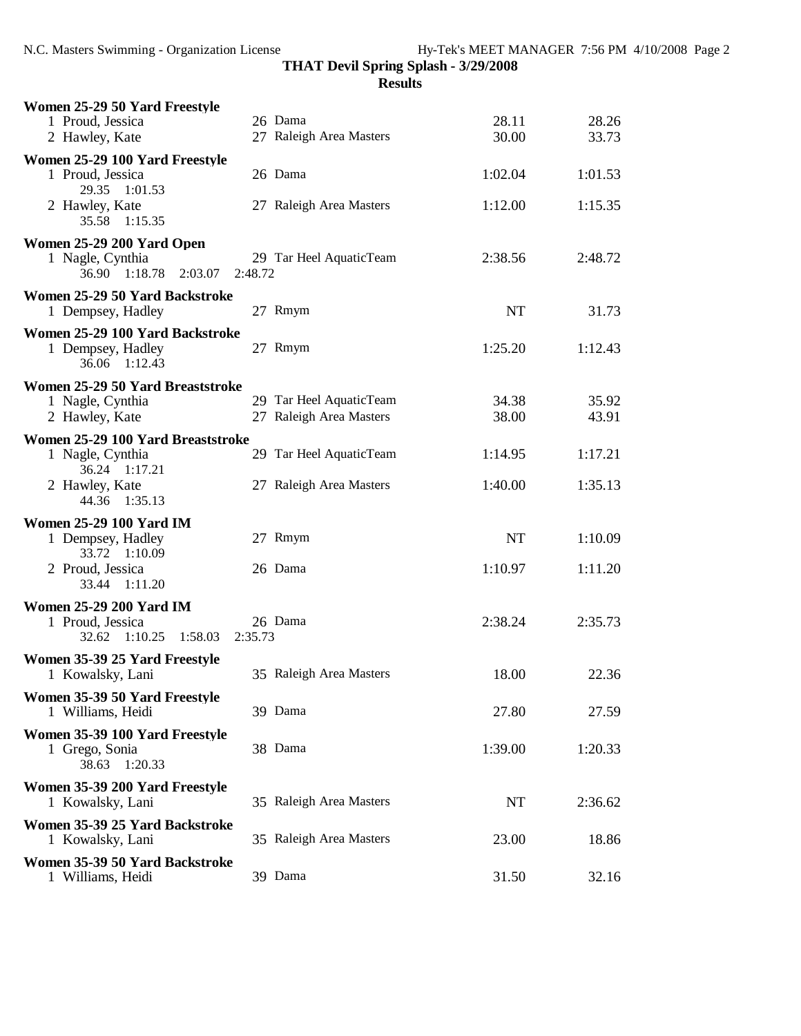# THAT Devil Spring Splash - 3/29/2008

## Results

**Women 25-29 50 Yard Freestyle**

| | | | | |
|---|---|---|---|---|
| 1 Proud, Jessica | 26 | Dama | 28.11 | 28.26 |
| 2 Hawley, Kate | 27 | Raleigh Area Masters | 30.00 | 33.73 |

**Women 25-29 100 Yard Freestyle**

| | | | | |
|---|---|---|---|---|
| 1 Proud, Jessica | 26 | Dama | 1:02.04 | 1:01.53 |
| 29.35 1:01.53 | | | | |
| 2 Hawley, Kate | 27 | Raleigh Area Masters | 1:12.00 | 1:15.35 |
| 35.58 1:15.35 | | | | |

**Women 25-29 200 Yard Open**

| | | | | |
|---|---|---|---|---|
| 1 Nagle, Cynthia | 29 | Tar Heel AquaticTeam | 2:38.56 | 2:48.72 |
| 36.90 1:18.78 2:03.07 2:48.72 | | | | |

**Women 25-29 50 Yard Backstroke**

| | | | | |
|---|---|---|---|---|
| 1 Dempsey, Hadley | 27 | Rmym | NT | 31.73 |

**Women 25-29 100 Yard Backstroke**

| | | | | |
|---|---|---|---|---|
| 1 Dempsey, Hadley | 27 | Rmym | 1:25.20 | 1:12.43 |
| 36.06 1:12.43 | | | | |

**Women 25-29 50 Yard Breaststroke**

| | | | | |
|---|---|---|---|---|
| 1 Nagle, Cynthia | 29 | Tar Heel AquaticTeam | 34.38 | 35.92 |
| 2 Hawley, Kate | 27 | Raleigh Area Masters | 38.00 | 43.91 |

**Women 25-29 100 Yard Breaststroke**

| | | | | |
|---|---|---|---|---|
| 1 Nagle, Cynthia | 29 | Tar Heel AquaticTeam | 1:14.95 | 1:17.21 |
| 36.24 1:17.21 | | | | |
| 2 Hawley, Kate | 27 | Raleigh Area Masters | 1:40.00 | 1:35.13 |
| 44.36 1:35.13 | | | | |

**Women 25-29 100 Yard IM**

| | | | | |
|---|---|---|---|---|
| 1 Dempsey, Hadley | 27 | Rmym | NT | 1:10.09 |
| 33.72 1:10.09 | | | | |
| 2 Proud, Jessica | 26 | Dama | 1:10.97 | 1:11.20 |
| 33.44 1:11.20 | | | | |

**Women 25-29 200 Yard IM**

| | | | | |
|---|---|---|---|---|
| 1 Proud, Jessica | 26 | Dama | 2:38.24 | 2:35.73 |
| 32.62 1:10.25 1:58.03 2:35.73 | | | | |

**Women 35-39 25 Yard Freestyle**

| | | | | |
|---|---|---|---|---|
| 1 Kowalsky, Lani | 35 | Raleigh Area Masters | 18.00 | 22.36 |

**Women 35-39 50 Yard Freestyle**

| | | | | |
|---|---|---|---|---|
| 1 Williams, Heidi | 39 | Dama | 27.80 | 27.59 |

**Women 35-39 100 Yard Freestyle**

| | | | | |
|---|---|---|---|---|
| 1 Grego, Sonia | 38 | Dama | 1:39.00 | 1:20.33 |
| 38.63 1:20.33 | | | | |

**Women 35-39 200 Yard Freestyle**

| | | | | |
|---|---|---|---|---|
| 1 Kowalsky, Lani | 35 | Raleigh Area Masters | NT | 2:36.62 |

**Women 35-39 25 Yard Backstroke**

| | | | | |
|---|---|---|---|---|
| 1 Kowalsky, Lani | 35 | Raleigh Area Masters | 23.00 | 18.86 |

**Women 35-39 50 Yard Backstroke**

| | | | | |
|---|---|---|---|---|
| 1 Williams, Heidi | 39 | Dama | 31.50 | 32.16 |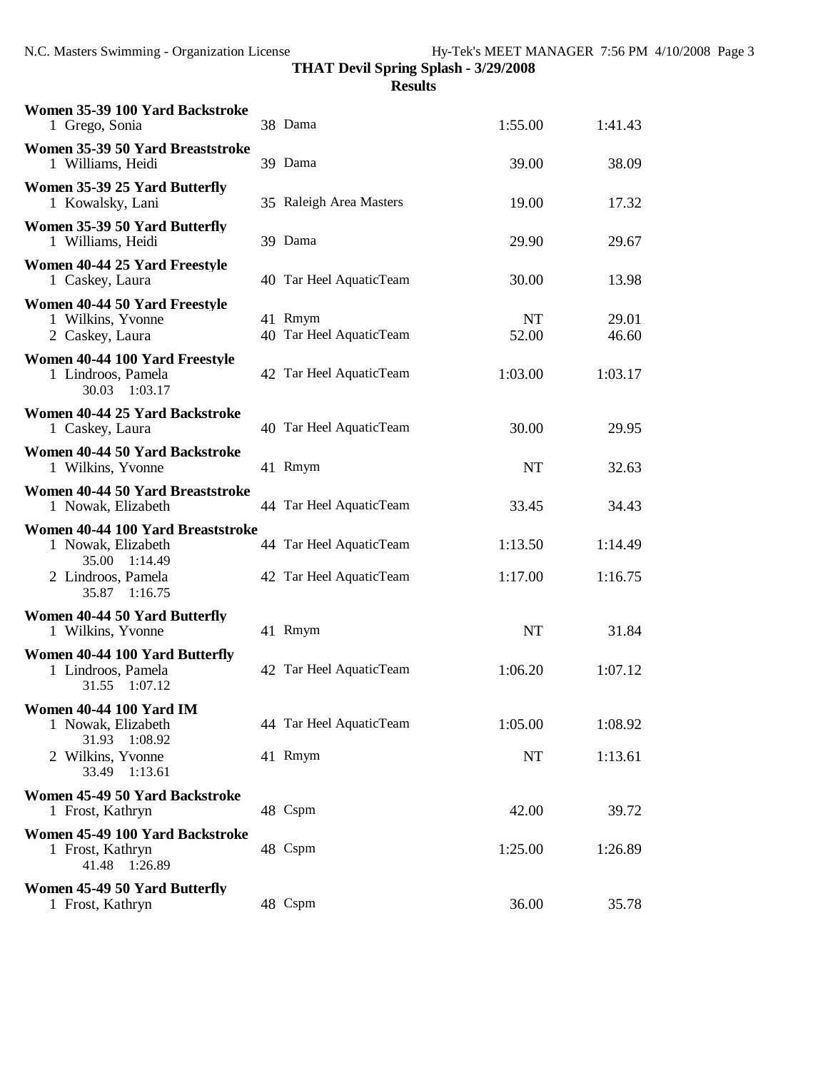**THAT Devil Spring Splash - 3/29/2008**

**Results**

**Women 35-39 100 Yard Backstroke**

| | | | | | |
|---|---|---|---|---|---|
| 1 | Grego, Sonia | 38 | Dama | 1:55.00 | 1:41.43 |

**Women 35-39 50 Yard Breaststroke**

| | | | | | |
|---|---|---|---|---|---|
| 1 | Williams, Heidi | 39 | Dama | 39.00 | 38.09 |

**Women 35-39 25 Yard Butterfly**

| | | | | | |
|---|---|---|---|---|---|
| 1 | Kowalsky, Lani | 35 | Raleigh Area Masters | 19.00 | 17.32 |

**Women 35-39 50 Yard Butterfly**

| | | | | | |
|---|---|---|---|---|---|
| 1 | Williams, Heidi | 39 | Dama | 29.90 | 29.67 |

**Women 40-44 25 Yard Freestyle**

| | | | | | |
|---|---|---|---|---|---|
| 1 | Caskey, Laura | 40 | Tar Heel AquaticTeam | 30.00 | 13.98 |

**Women 40-44 50 Yard Freestyle**

| | | | | | |
|---|---|---|---|---|---|
| 1 | Wilkins, Yvonne | 41 | Rmym | NT | 29.01 |
| 2 | Caskey, Laura | 40 | Tar Heel AquaticTeam | 52.00 | 46.60 |

**Women 40-44 100 Yard Freestyle**

| | | | | | |
|---|---|---|---|---|---|
| 1 | Lindroos, Pamela | 42 | Tar Heel AquaticTeam | 1:03.00 | 1:03.17 |
| | 30.03 1:03.17 | | | | |

**Women 40-44 25 Yard Backstroke**

| | | | | | |
|---|---|---|---|---|---|
| 1 | Caskey, Laura | 40 | Tar Heel AquaticTeam | 30.00 | 29.95 |

**Women 40-44 50 Yard Backstroke**

| | | | | | |
|---|---|---|---|---|---|
| 1 | Wilkins, Yvonne | 41 | Rmym | NT | 32.63 |

**Women 40-44 50 Yard Breaststroke**

| | | | | | |
|---|---|---|---|---|---|
| 1 | Nowak, Elizabeth | 44 | Tar Heel AquaticTeam | 33.45 | 34.43 |

**Women 40-44 100 Yard Breaststroke**

| | | | | | |
|---|---|---|---|---|---|
| 1 | Nowak, Elizabeth | 44 | Tar Heel AquaticTeam | 1:13.50 | 1:14.49 |
| | 35.00 1:14.49 | | | | |
| 2 | Lindroos, Pamela | 42 | Tar Heel AquaticTeam | 1:17.00 | 1:16.75 |
| | 35.87 1:16.75 | | | | |

**Women 40-44 50 Yard Butterfly**

| | | | | | |
|---|---|---|---|---|---|
| 1 | Wilkins, Yvonne | 41 | Rmym | NT | 31.84 |

**Women 40-44 100 Yard Butterfly**

| | | | | | |
|---|---|---|---|---|---|
| 1 | Lindroos, Pamela | 42 | Tar Heel AquaticTeam | 1:06.20 | 1:07.12 |
| | 31.55 1:07.12 | | | | |

**Women 40-44 100 Yard IM**

| | | | | | |
|---|---|---|---|---|---|
| 1 | Nowak, Elizabeth | 44 | Tar Heel AquaticTeam | 1:05.00 | 1:08.92 |
| | 31.93 1:08.92 | | | | |
| 2 | Wilkins, Yvonne | 41 | Rmym | NT | 1:13.61 |
| | 33.49 1:13.61 | | | | |

**Women 45-49 50 Yard Backstroke**

| | | | | | |
|---|---|---|---|---|---|
| 1 | Frost, Kathryn | 48 | Cspm | 42.00 | 39.72 |

**Women 45-49 100 Yard Backstroke**

| | | | | | |
|---|---|---|---|---|---|
| 1 | Frost, Kathryn | 48 | Cspm | 1:25.00 | 1:26.89 |
| | 41.48 1:26.89 | | | | |

**Women 45-49 50 Yard Butterfly**

| | | | | | |
|---|---|---|---|---|---|
| 1 | Frost, Kathryn | 48 | Cspm | 36.00 | 35.78 |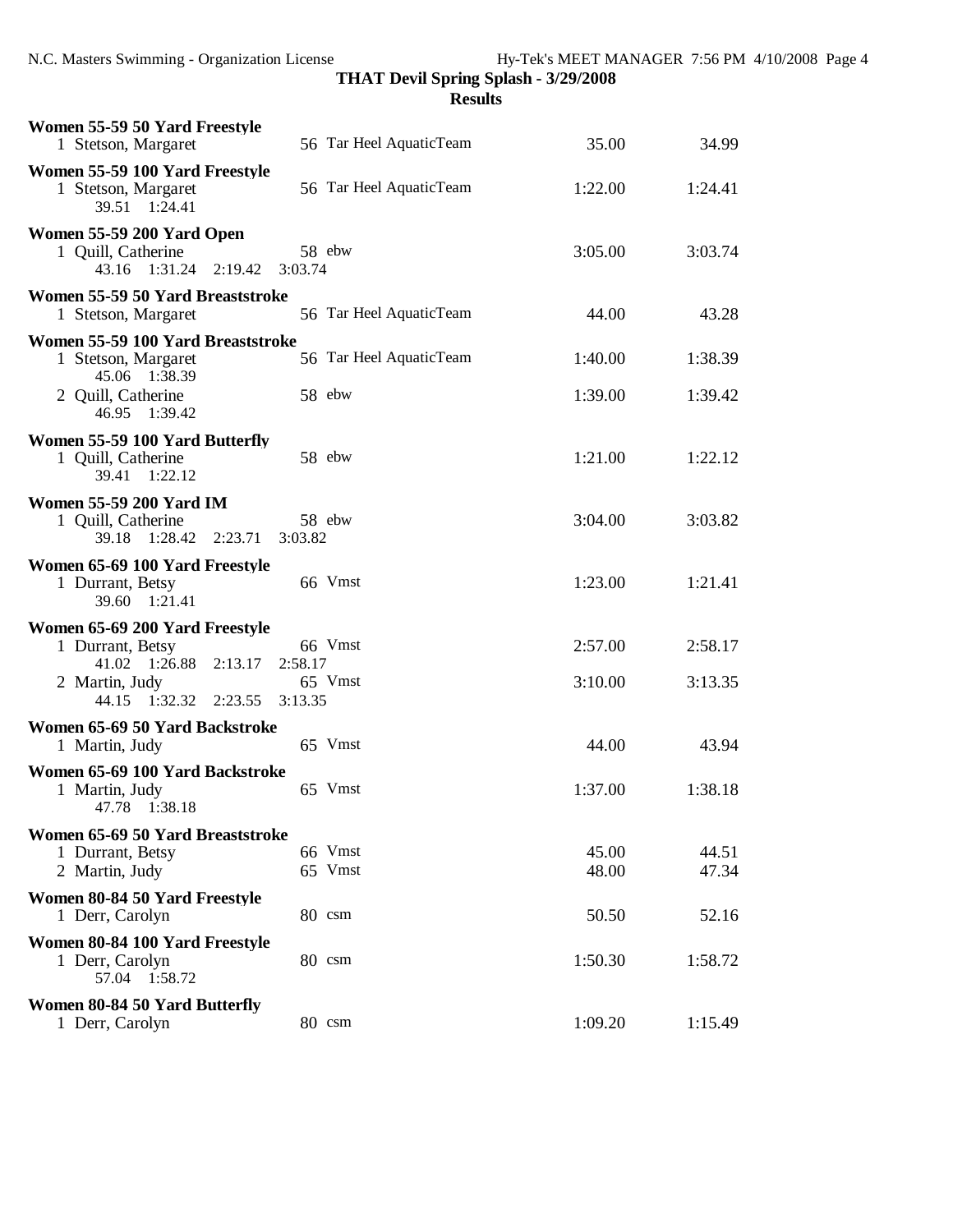## THAT Devil Spring Splash - 3/29/2008

### Results

**Women 55-59 50 Yard Freestyle**

| | | | | | |
|---|---|---|---|---|---|
| 1 | Stetson, Margaret | 56 | Tar Heel AquaticTeam | 35.00 | 34.99 |

**Women 55-59 100 Yard Freestyle**

| | | | | | |
|---|---|---|---|---|---|
| 1 | Stetson, Margaret | 56 | Tar Heel AquaticTeam | 1:22.00 | 1:24.41 |
| | 39.51 1:24.41 | | | | |

**Women 55-59 200 Yard Open**

| | | | | | |
|---|---|---|---|---|---|
| 1 | Quill, Catherine | 58 | ebw | 3:05.00 | 3:03.74 |
| | 43.16 1:31.24 2:19.42 3:03.74 | | | | |

**Women 55-59 50 Yard Breaststroke**

| | | | | | |
|---|---|---|---|---|---|
| 1 | Stetson, Margaret | 56 | Tar Heel AquaticTeam | 44.00 | 43.28 |

**Women 55-59 100 Yard Breaststroke**

| | | | | | |
|---|---|---|---|---|---|
| 1 | Stetson, Margaret | 56 | Tar Heel AquaticTeam | 1:40.00 | 1:38.39 |
| | 45.06 1:38.39 | | | | |
| 2 | Quill, Catherine | 58 | ebw | 1:39.00 | 1:39.42 |
| | 46.95 1:39.42 | | | | |

**Women 55-59 100 Yard Butterfly**

| | | | | | |
|---|---|---|---|---|---|
| 1 | Quill, Catherine | 58 | ebw | 1:21.00 | 1:22.12 |
| | 39.41 1:22.12 | | | | |

**Women 55-59 200 Yard IM**

| | | | | | |
|---|---|---|---|---|---|
| 1 | Quill, Catherine | 58 | ebw | 3:04.00 | 3:03.82 |
| | 39.18 1:28.42 2:23.71 3:03.82 | | | | |

**Women 65-69 100 Yard Freestyle**

| | | | | | |
|---|---|---|---|---|---|
| 1 | Durrant, Betsy | 66 | Vmst | 1:23.00 | 1:21.41 |
| | 39.60 1:21.41 | | | | |

**Women 65-69 200 Yard Freestyle**

| | | | | | |
|---|---|---|---|---|---|
| 1 | Durrant, Betsy | 66 | Vmst | 2:57.00 | 2:58.17 |
| | 41.02 1:26.88 2:13.17 2:58.17 | | | | |
| 2 | Martin, Judy | 65 | Vmst | 3:10.00 | 3:13.35 |
| | 44.15 1:32.32 2:23.55 3:13.35 | | | | |

**Women 65-69 50 Yard Backstroke**

| | | | | | |
|---|---|---|---|---|---|
| 1 | Martin, Judy | 65 | Vmst | 44.00 | 43.94 |

**Women 65-69 100 Yard Backstroke**

| | | | | | |
|---|---|---|---|---|---|
| 1 | Martin, Judy | 65 | Vmst | 1:37.00 | 1:38.18 |
| | 47.78 1:38.18 | | | | |

**Women 65-69 50 Yard Breaststroke**

| | | | | | |
|---|---|---|---|---|---|
| 1 | Durrant, Betsy | 66 | Vmst | 45.00 | 44.51 |
| 2 | Martin, Judy | 65 | Vmst | 48.00 | 47.34 |

**Women 80-84 50 Yard Freestyle**

| | | | | | |
|---|---|---|---|---|---|
| 1 | Derr, Carolyn | 80 | csm | 50.50 | 52.16 |

**Women 80-84 100 Yard Freestyle**

| | | | | | |
|---|---|---|---|---|---|
| 1 | Derr, Carolyn | 80 | csm | 1:50.30 | 1:58.72 |
| | 57.04 1:58.72 | | | | |

**Women 80-84 50 Yard Butterfly**

| | | | | | |
|---|---|---|---|---|---|
| 1 | Derr, Carolyn | 80 | csm | 1:09.20 | 1:15.49 |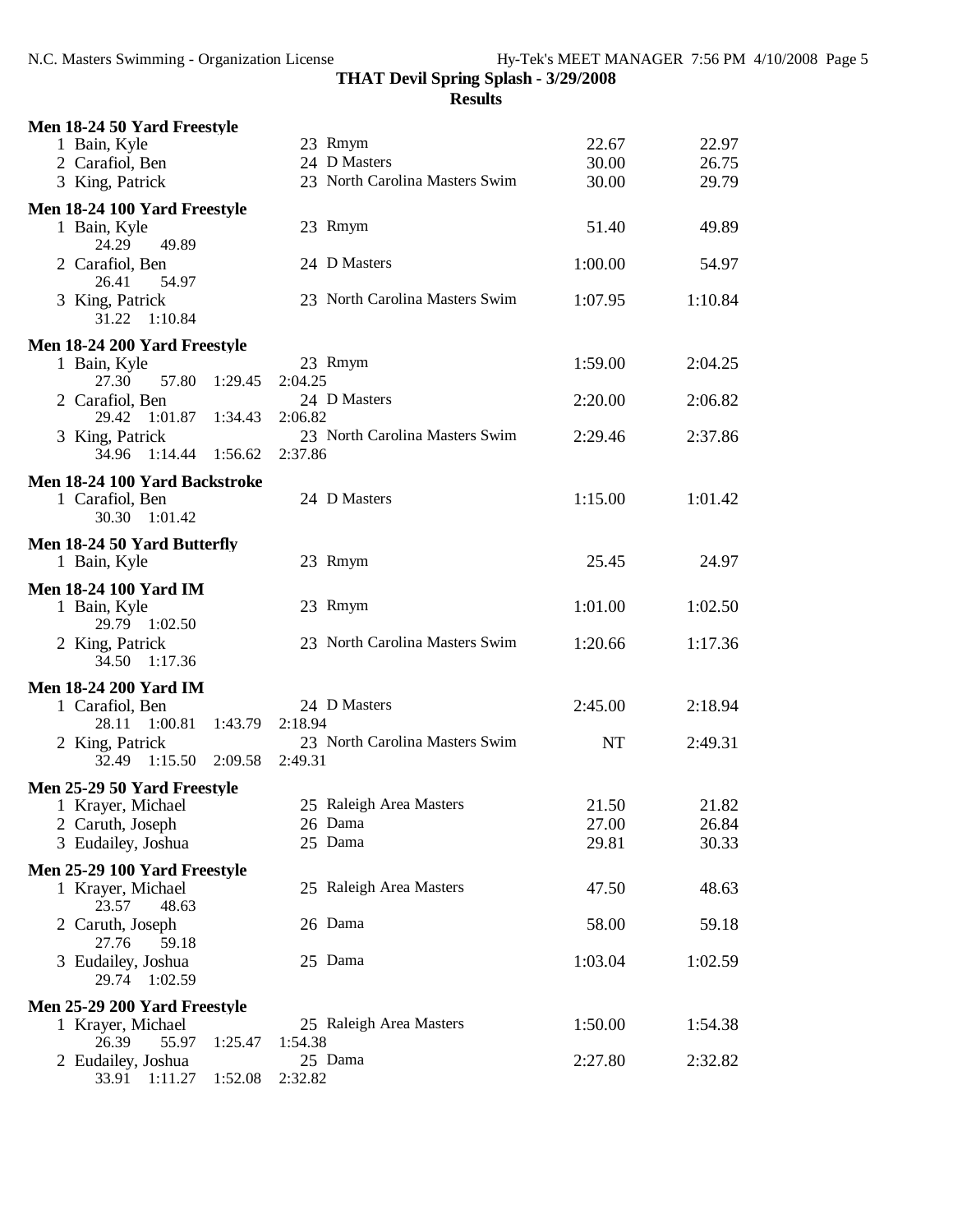## THAT Devil Spring Splash - 3/29/2008

### Results

**Men 18-24 50 Yard Freestyle**

| | | | | |
|---|---|---|---|---|
| 1 Bain, Kyle | 23 | Rmym | 22.67 | 22.97 |
| 2 Carafiol, Ben | 24 | D Masters | 30.00 | 26.75 |
| 3 King, Patrick | 23 | North Carolina Masters Swim | 30.00 | 29.79 |

**Men 18-24 100 Yard Freestyle**

| | | | | |
|---|---|---|---|---|
| 1 Bain, Kyle | 23 | Rmym | 51.40 | 49.89 |
| 24.29 49.89 | | | | |
| 2 Carafiol, Ben | 24 | D Masters | 1:00.00 | 54.97 |
| 26.41 54.97 | | | | |
| 3 King, Patrick | 23 | North Carolina Masters Swim | 1:07.95 | 1:10.84 |
| 31.22 1:10.84 | | | | |

**Men 18-24 200 Yard Freestyle**

| | | | | |
|---|---|---|---|---|
| 1 Bain, Kyle | 23 | Rmym | 1:59.00 | 2:04.25 |
| 27.30 57.80 1:29.45 2:04.25 | | | | |
| 2 Carafiol, Ben | 24 | D Masters | 2:20.00 | 2:06.82 |
| 29.42 1:01.87 1:34.43 2:06.82 | | | | |
| 3 King, Patrick | 23 | North Carolina Masters Swim | 2:29.46 | 2:37.86 |
| 34.96 1:14.44 1:56.62 2:37.86 | | | | |

**Men 18-24 100 Yard Backstroke**

| | | | | |
|---|---|---|---|---|
| 1 Carafiol, Ben | 24 | D Masters | 1:15.00 | 1:01.42 |
| 30.30 1:01.42 | | | | |

**Men 18-24 50 Yard Butterfly**

| | | | | |
|---|---|---|---|---|
| 1 Bain, Kyle | 23 | Rmym | 25.45 | 24.97 |

**Men 18-24 100 Yard IM**

| | | | | |
|---|---|---|---|---|
| 1 Bain, Kyle | 23 | Rmym | 1:01.00 | 1:02.50 |
| 29.79 1:02.50 | | | | |
| 2 King, Patrick | 23 | North Carolina Masters Swim | 1:20.66 | 1:17.36 |
| 34.50 1:17.36 | | | | |

**Men 18-24 200 Yard IM**

| | | | | |
|---|---|---|---|---|
| 1 Carafiol, Ben | 24 | D Masters | 2:45.00 | 2:18.94 |
| 28.11 1:00.81 1:43.79 2:18.94 | | | | |
| 2 King, Patrick | 23 | North Carolina Masters Swim | NT | 2:49.31 |
| 32.49 1:15.50 2:09.58 2:49.31 | | | | |

**Men 25-29 50 Yard Freestyle**

| | | | | |
|---|---|---|---|---|
| 1 Krayer, Michael | 25 | Raleigh Area Masters | 21.50 | 21.82 |
| 2 Caruth, Joseph | 26 | Dama | 27.00 | 26.84 |
| 3 Eudailey, Joshua | 25 | Dama | 29.81 | 30.33 |

**Men 25-29 100 Yard Freestyle**

| | | | | |
|---|---|---|---|---|
| 1 Krayer, Michael | 25 | Raleigh Area Masters | 47.50 | 48.63 |
| 23.57 48.63 | | | | |
| 2 Caruth, Joseph | 26 | Dama | 58.00 | 59.18 |
| 27.76 59.18 | | | | |
| 3 Eudailey, Joshua | 25 | Dama | 1:03.04 | 1:02.59 |
| 29.74 1:02.59 | | | | |

**Men 25-29 200 Yard Freestyle**

| | | | | |
|---|---|---|---|---|
| 1 Krayer, Michael | 25 | Raleigh Area Masters | 1:50.00 | 1:54.38 |
| 26.39 55.97 1:25.47 1:54.38 | | | | |
| 2 Eudailey, Joshua | 25 | Dama | 2:27.80 | 2:32.82 |
| 33.91 1:11.27 1:52.08 2:32.82 | | | | |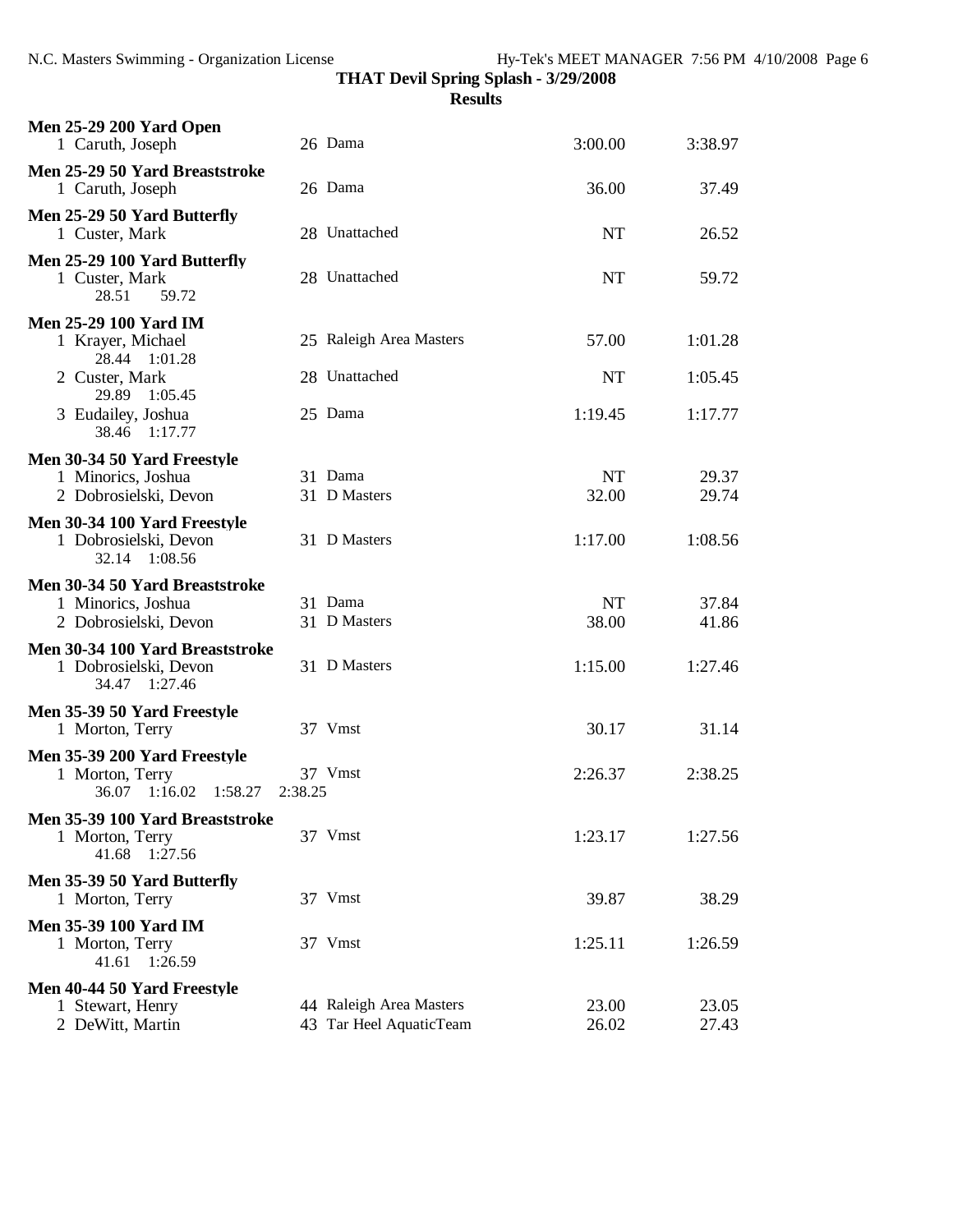**THAT Devil Spring Splash - 3/29/2008**

**Results**

**Men 25-29 200 Yard Open**

| | Name | Age | Team | Seed Time | Finals Time |
|---|---|---|---|---|---|
| 1 | Caruth, Joseph | 26 | Dama | 3:00.00 | 3:38.97 |

**Men 25-29 50 Yard Breaststroke**

| | Name | Age | Team | Seed Time | Finals Time |
|---|---|---|---|---|---|
| 1 | Caruth, Joseph | 26 | Dama | 36.00 | 37.49 |

**Men 25-29 50 Yard Butterfly**

| | Name | Age | Team | Seed Time | Finals Time |
|---|---|---|---|---|---|
| 1 | Custer, Mark | 28 | Unattached | NT | 26.52 |

**Men 25-29 100 Yard Butterfly**

| | Name | Age | Team | Seed Time | Finals Time |
|---|---|---|---|---|---|
| 1 | Custer, Mark | 28 | Unattached | NT | 59.72 |
| | 28.51 59.72 | | | | |

**Men 25-29 100 Yard IM**

| | Name | Age | Team | Seed Time | Finals Time |
|---|---|---|---|---|---|
| 1 | Krayer, Michael | 25 | Raleigh Area Masters | 57.00 | 1:01.28 |
| | 28.44 1:01.28 | | | | |
| 2 | Custer, Mark | 28 | Unattached | NT | 1:05.45 |
| | 29.89 1:05.45 | | | | |
| 3 | Eudailey, Joshua | 25 | Dama | 1:19.45 | 1:17.77 |
| | 38.46 1:17.77 | | | | |

**Men 30-34 50 Yard Freestyle**

| | Name | Age | Team | Seed Time | Finals Time |
|---|---|---|---|---|---|
| 1 | Minorics, Joshua | 31 | Dama | NT | 29.37 |
| 2 | Dobrosielski, Devon | 31 | D Masters | 32.00 | 29.74 |

**Men 30-34 100 Yard Freestyle**

| | Name | Age | Team | Seed Time | Finals Time |
|---|---|---|---|---|---|
| 1 | Dobrosielski, Devon | 31 | D Masters | 1:17.00 | 1:08.56 |
| | 32.14 1:08.56 | | | | |

**Men 30-34 50 Yard Breaststroke**

| | Name | Age | Team | Seed Time | Finals Time |
|---|---|---|---|---|---|
| 1 | Minorics, Joshua | 31 | Dama | NT | 37.84 |
| 2 | Dobrosielski, Devon | 31 | D Masters | 38.00 | 41.86 |

**Men 30-34 100 Yard Breaststroke**

| | Name | Age | Team | Seed Time | Finals Time |
|---|---|---|---|---|---|
| 1 | Dobrosielski, Devon | 31 | D Masters | 1:15.00 | 1:27.46 |
| | 34.47 1:27.46 | | | | |

**Men 35-39 50 Yard Freestyle**

| | Name | Age | Team | Seed Time | Finals Time |
|---|---|---|---|---|---|
| 1 | Morton, Terry | 37 | Vmst | 30.17 | 31.14 |

**Men 35-39 200 Yard Freestyle**

| | Name | Age | Team | Seed Time | Finals Time |
|---|---|---|---|---|---|
| 1 | Morton, Terry | 37 | Vmst | 2:26.37 | 2:38.25 |
| | 36.07 1:16.02 1:58.27 2:38.25 | | | | |

**Men 35-39 100 Yard Breaststroke**

| | Name | Age | Team | Seed Time | Finals Time |
|---|---|---|---|---|---|
| 1 | Morton, Terry | 37 | Vmst | 1:23.17 | 1:27.56 |
| | 41.68 1:27.56 | | | | |

**Men 35-39 50 Yard Butterfly**

| | Name | Age | Team | Seed Time | Finals Time |
|---|---|---|---|---|---|
| 1 | Morton, Terry | 37 | Vmst | 39.87 | 38.29 |

**Men 35-39 100 Yard IM**

| | Name | Age | Team | Seed Time | Finals Time |
|---|---|---|---|---|---|
| 1 | Morton, Terry | 37 | Vmst | 1:25.11 | 1:26.59 |
| | 41.61 1:26.59 | | | | |

**Men 40-44 50 Yard Freestyle**

| | Name | Age | Team | Seed Time | Finals Time |
|---|---|---|---|---|---|
| 1 | Stewart, Henry | 44 | Raleigh Area Masters | 23.00 | 23.05 |
| 2 | DeWitt, Martin | 43 | Tar Heel AquaticTeam | 26.02 | 27.43 |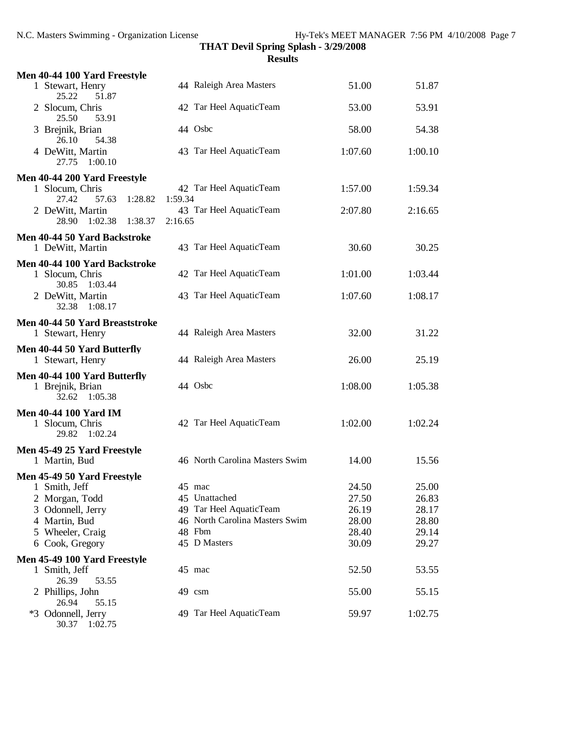# THAT Devil Spring Splash - 3/29/2008

## Results

### Men 40-44 100 Yard Freestyle

| | | | | |
|---|---|---|---|---|
| 1 Stewart, Henry | 44 | Raleigh Area Masters | 51.00 | 51.87 |
| 25.22 51.87 | | | | |
| 2 Slocum, Chris | 42 | Tar Heel AquaticTeam | 53.00 | 53.91 |
| 25.50 53.91 | | | | |
| 3 Brejnik, Brian | 44 | Osbc | 58.00 | 54.38 |
| 26.10 54.38 | | | | |
| 4 DeWitt, Martin | 43 | Tar Heel AquaticTeam | 1:07.60 | 1:00.10 |
| 27.75 1:00.10 | | | | |

### Men 40-44 200 Yard Freestyle

| | | | | |
|---|---|---|---|---|
| 1 Slocum, Chris | 42 | Tar Heel AquaticTeam | 1:57.00 | 1:59.34 |
| 27.42 57.63 1:28.82 1:59.34 | | | | |
| 2 DeWitt, Martin | 43 | Tar Heel AquaticTeam | 2:07.80 | 2:16.65 |
| 28.90 1:02.38 1:38.37 2:16.65 | | | | |

### Men 40-44 50 Yard Backstroke

| | | | | |
|---|---|---|---|---|
| 1 DeWitt, Martin | 43 | Tar Heel AquaticTeam | 30.60 | 30.25 |

### Men 40-44 100 Yard Backstroke

| | | | | |
|---|---|---|---|---|
| 1 Slocum, Chris | 42 | Tar Heel AquaticTeam | 1:01.00 | 1:03.44 |
| 30.85 1:03.44 | | | | |
| 2 DeWitt, Martin | 43 | Tar Heel AquaticTeam | 1:07.60 | 1:08.17 |
| 32.38 1:08.17 | | | | |

### Men 40-44 50 Yard Breaststroke

| | | | | |
|---|---|---|---|---|
| 1 Stewart, Henry | 44 | Raleigh Area Masters | 32.00 | 31.22 |

### Men 40-44 50 Yard Butterfly

| | | | | |
|---|---|---|---|---|
| 1 Stewart, Henry | 44 | Raleigh Area Masters | 26.00 | 25.19 |

### Men 40-44 100 Yard Butterfly

| | | | | |
|---|---|---|---|---|
| 1 Brejnik, Brian | 44 | Osbc | 1:08.00 | 1:05.38 |
| 32.62 1:05.38 | | | | |

### Men 40-44 100 Yard IM

| | | | | |
|---|---|---|---|---|
| 1 Slocum, Chris | 42 | Tar Heel AquaticTeam | 1:02.00 | 1:02.24 |
| 29.82 1:02.24 | | | | |

### Men 45-49 25 Yard Freestyle

| | | | | |
|---|---|---|---|---|
| 1 Martin, Bud | 46 | North Carolina Masters Swim | 14.00 | 15.56 |

### Men 45-49 50 Yard Freestyle

| | | | | |
|---|---|---|---|---|
| 1 Smith, Jeff | 45 | mac | 24.50 | 25.00 |
| 2 Morgan, Todd | 45 | Unattached | 27.50 | 26.83 |
| 3 Odonnell, Jerry | 49 | Tar Heel AquaticTeam | 26.19 | 28.17 |
| 4 Martin, Bud | 46 | North Carolina Masters Swim | 28.00 | 28.80 |
| 5 Wheeler, Craig | 48 | Fbm | 28.40 | 29.14 |
| 6 Cook, Gregory | 45 | D Masters | 30.09 | 29.27 |

### Men 45-49 100 Yard Freestyle

| | | | | |
|---|---|---|---|---|
| 1 Smith, Jeff | 45 | mac | 52.50 | 53.55 |
| 26.39 53.55 | | | | |
| 2 Phillips, John | 49 | csm | 55.00 | 55.15 |
| 26.94 55.15 | | | | |
| *3 Odonnell, Jerry | 49 | Tar Heel AquaticTeam | 59.97 | 1:02.75 |
| 30.37 1:02.75 | | | | |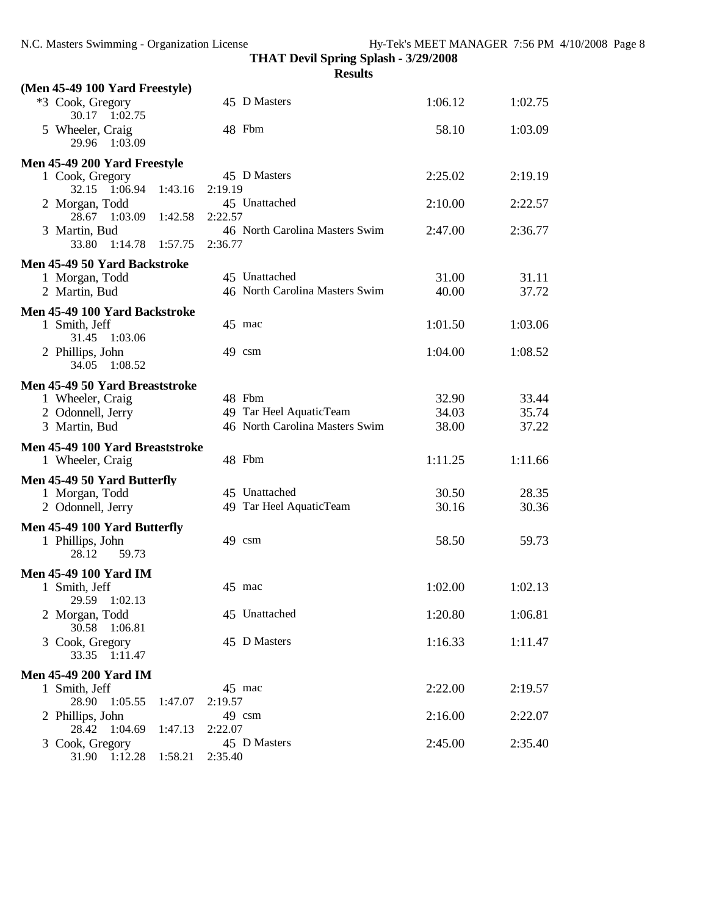**THAT Devil Spring Splash - 3/29/2008**

**Results**

### (Men 45-49 100 Yard Freestyle)

| | | | | | |
|---|---|---|---|---|---|
| *3 | Cook, Gregory | 45 | D Masters | 1:06.12 | 1:02.75 |
| | 30.17 1:02.75 | | | | |
| 5 | Wheeler, Craig | 48 | Fbm | 58.10 | 1:03.09 |
| | 29.96 1:03.09 | | | | |

### Men 45-49 200 Yard Freestyle

| | | | | | |
|---|---|---|---|---|---|
| 1 | Cook, Gregory | 45 | D Masters | 2:25.02 | 2:19.19 |
| | 32.15 1:06.94 1:43.16 2:19.19 | | | | |
| 2 | Morgan, Todd | 45 | Unattached | 2:10.00 | 2:22.57 |
| | 28.67 1:03.09 1:42.58 2:22.57 | | | | |
| 3 | Martin, Bud | 46 | North Carolina Masters Swim | 2:47.00 | 2:36.77 |
| | 33.80 1:14.78 1:57.75 2:36.77 | | | | |

### Men 45-49 50 Yard Backstroke

| | | | | | |
|---|---|---|---|---|---|
| 1 | Morgan, Todd | 45 | Unattached | 31.00 | 31.11 |
| 2 | Martin, Bud | 46 | North Carolina Masters Swim | 40.00 | 37.72 |

### Men 45-49 100 Yard Backstroke

| | | | | | |
|---|---|---|---|---|---|
| 1 | Smith, Jeff | 45 | mac | 1:01.50 | 1:03.06 |
| | 31.45 1:03.06 | | | | |
| 2 | Phillips, John | 49 | csm | 1:04.00 | 1:08.52 |
| | 34.05 1:08.52 | | | | |

### Men 45-49 50 Yard Breaststroke

| | | | | | |
|---|---|---|---|---|---|
| 1 | Wheeler, Craig | 48 | Fbm | 32.90 | 33.44 |
| 2 | Odonnell, Jerry | 49 | Tar Heel AquaticTeam | 34.03 | 35.74 |
| 3 | Martin, Bud | 46 | North Carolina Masters Swim | 38.00 | 37.22 |

### Men 45-49 100 Yard Breaststroke

| | | | | | |
|---|---|---|---|---|---|
| 1 | Wheeler, Craig | 48 | Fbm | 1:11.25 | 1:11.66 |

### Men 45-49 50 Yard Butterfly

| | | | | | |
|---|---|---|---|---|---|
| 1 | Morgan, Todd | 45 | Unattached | 30.50 | 28.35 |
| 2 | Odonnell, Jerry | 49 | Tar Heel AquaticTeam | 30.16 | 30.36 |

### Men 45-49 100 Yard Butterfly

| | | | | | |
|---|---|---|---|---|---|
| 1 | Phillips, John | 49 | csm | 58.50 | 59.73 |
| | 28.12 59.73 | | | | |

### Men 45-49 100 Yard IM

| | | | | | |
|---|---|---|---|---|---|
| 1 | Smith, Jeff | 45 | mac | 1:02.00 | 1:02.13 |
| | 29.59 1:02.13 | | | | |
| 2 | Morgan, Todd | 45 | Unattached | 1:20.80 | 1:06.81 |
| | 30.58 1:06.81 | | | | |
| 3 | Cook, Gregory | 45 | D Masters | 1:16.33 | 1:11.47 |
| | 33.35 1:11.47 | | | | |

### Men 45-49 200 Yard IM

| | | | | | |
|---|---|---|---|---|---|
| 1 | Smith, Jeff | 45 | mac | 2:22.00 | 2:19.57 |
| | 28.90 1:05.55 1:47.07 2:19.57 | | | | |
| 2 | Phillips, John | 49 | csm | 2:16.00 | 2:22.07 |
| | 28.42 1:04.69 1:47.13 2:22.07 | | | | |
| 3 | Cook, Gregory | 45 | D Masters | 2:45.00 | 2:35.40 |
| | 31.90 1:12.28 1:58.21 2:35.40 | | | | |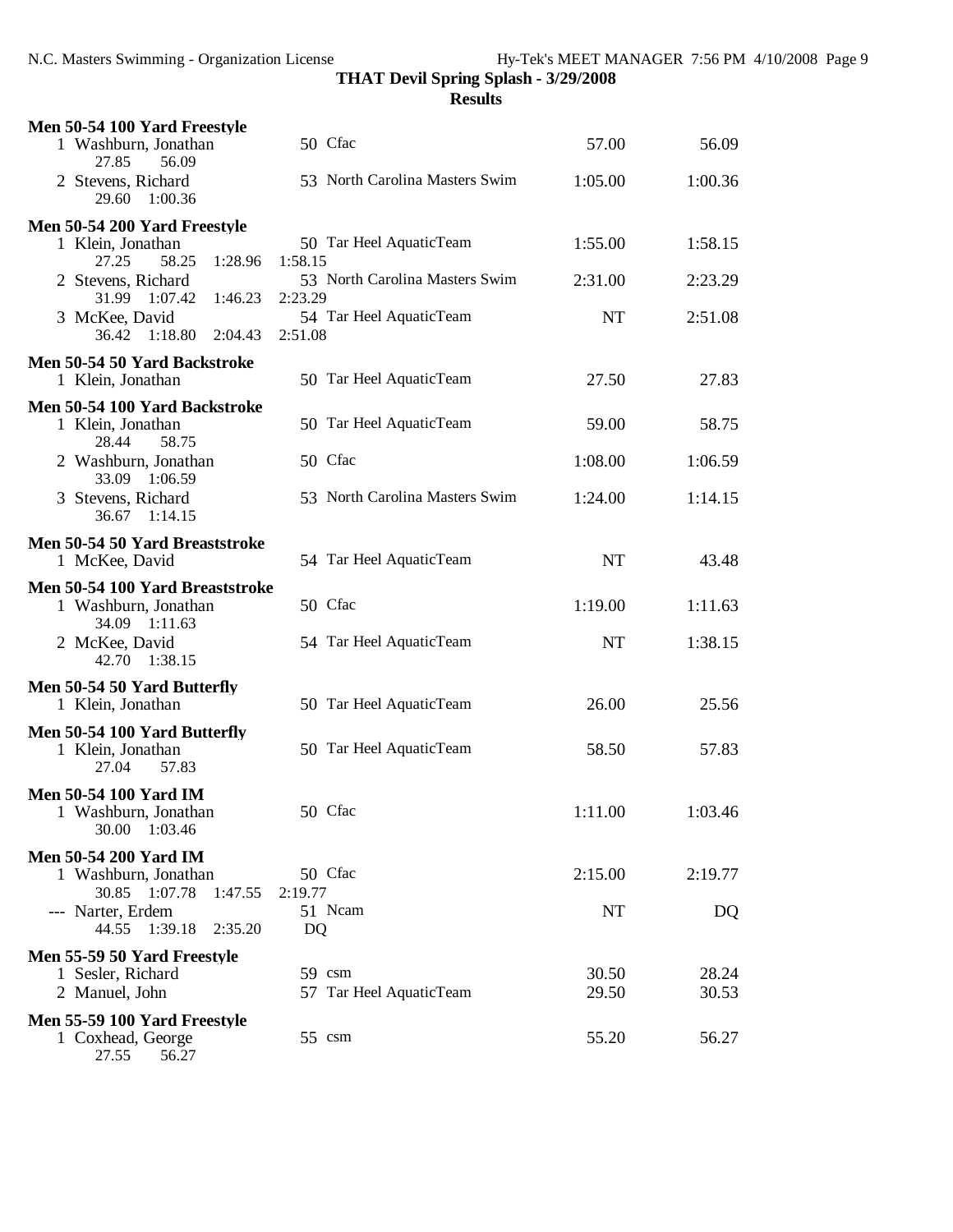**THAT Devil Spring Splash - 3/29/2008**

**Results**

**Men 50-54 100 Yard Freestyle**

| | | | | |
|---|---|---|---|---|
| 1 Washburn, Jonathan | 50 | Cfac | 57.00 | 56.09 |
| 27.85 56.09 | | | | |
| 2 Stevens, Richard | 53 | North Carolina Masters Swim | 1:05.00 | 1:00.36 |
| 29.60 1:00.36 | | | | |

**Men 50-54 200 Yard Freestyle**

| | | | | |
|---|---|---|---|---|
| 1 Klein, Jonathan | 50 | Tar Heel AquaticTeam | 1:55.00 | 1:58.15 |
| 27.25 58.25 1:28.96 1:58.15 | | | | |
| 2 Stevens, Richard | 53 | North Carolina Masters Swim | 2:31.00 | 2:23.29 |
| 31.99 1:07.42 1:46.23 2:23.29 | | | | |
| 3 McKee, David | 54 | Tar Heel AquaticTeam | NT | 2:51.08 |
| 36.42 1:18.80 2:04.43 2:51.08 | | | | |

**Men 50-54 50 Yard Backstroke**

| | | | | |
|---|---|---|---|---|
| 1 Klein, Jonathan | 50 | Tar Heel AquaticTeam | 27.50 | 27.83 |

**Men 50-54 100 Yard Backstroke**

| | | | | |
|---|---|---|---|---|
| 1 Klein, Jonathan | 50 | Tar Heel AquaticTeam | 59.00 | 58.75 |
| 28.44 58.75 | | | | |
| 2 Washburn, Jonathan | 50 | Cfac | 1:08.00 | 1:06.59 |
| 33.09 1:06.59 | | | | |
| 3 Stevens, Richard | 53 | North Carolina Masters Swim | 1:24.00 | 1:14.15 |
| 36.67 1:14.15 | | | | |

**Men 50-54 50 Yard Breaststroke**

| | | | | |
|---|---|---|---|---|
| 1 McKee, David | 54 | Tar Heel AquaticTeam | NT | 43.48 |

**Men 50-54 100 Yard Breaststroke**

| | | | | |
|---|---|---|---|---|
| 1 Washburn, Jonathan | 50 | Cfac | 1:19.00 | 1:11.63 |
| 34.09 1:11.63 | | | | |
| 2 McKee, David | 54 | Tar Heel AquaticTeam | NT | 1:38.15 |
| 42.70 1:38.15 | | | | |

**Men 50-54 50 Yard Butterfly**

| | | | | |
|---|---|---|---|---|
| 1 Klein, Jonathan | 50 | Tar Heel AquaticTeam | 26.00 | 25.56 |

**Men 50-54 100 Yard Butterfly**

| | | | | |
|---|---|---|---|---|
| 1 Klein, Jonathan | 50 | Tar Heel AquaticTeam | 58.50 | 57.83 |
| 27.04 57.83 | | | | |

**Men 50-54 100 Yard IM**

| | | | | |
|---|---|---|---|---|
| 1 Washburn, Jonathan | 50 | Cfac | 1:11.00 | 1:03.46 |
| 30.00 1:03.46 | | | | |

**Men 50-54 200 Yard IM**

| | | | | |
|---|---|---|---|---|
| 1 Washburn, Jonathan | 50 | Cfac | 2:15.00 | 2:19.77 |
| 30.85 1:07.78 1:47.55 2:19.77 | | | | |
| --- Narter, Erdem | 51 | Ncam | NT | DQ |
| 44.55 1:39.18 2:35.20 DQ | | | | |

**Men 55-59 50 Yard Freestyle**

| | | | | |
|---|---|---|---|---|
| 1 Sesler, Richard | 59 | csm | 30.50 | 28.24 |
| 2 Manuel, John | 57 | Tar Heel AquaticTeam | 29.50 | 30.53 |

**Men 55-59 100 Yard Freestyle**

| | | | | |
|---|---|---|---|---|
| 1 Coxhead, George | 55 | csm | 55.20 | 56.27 |
| 27.55 56.27 | | | | |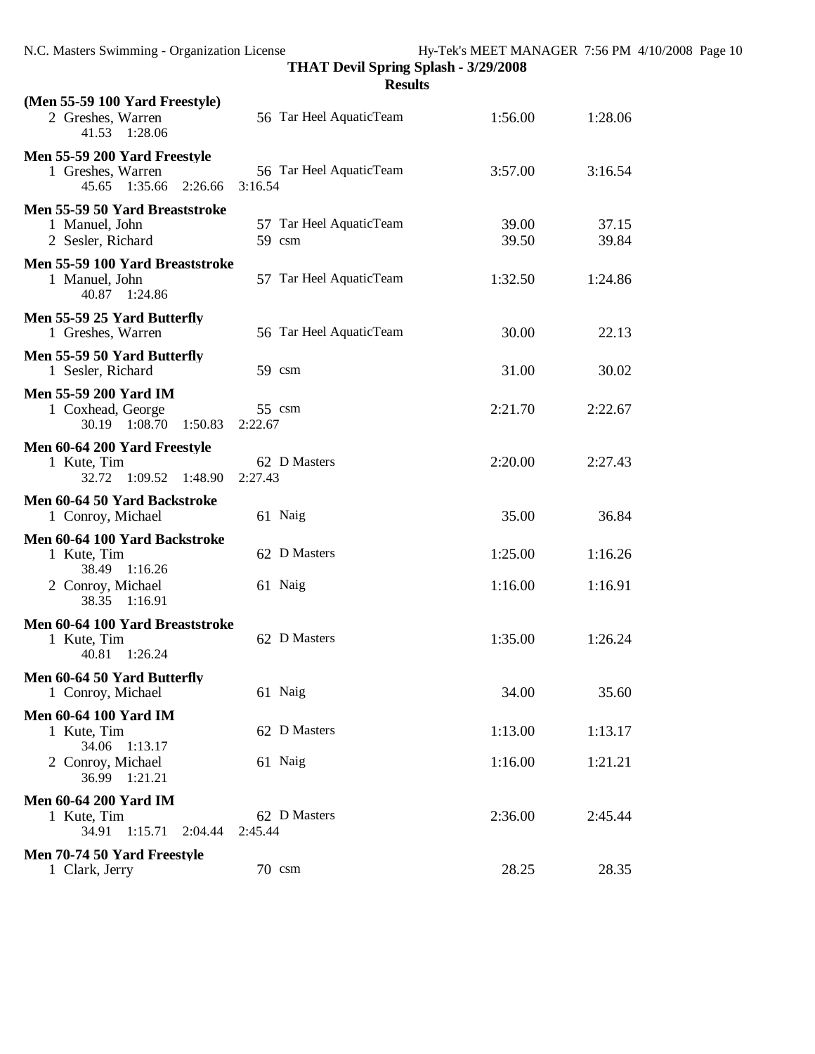**THAT Devil Spring Splash - 3/29/2008**

**Results**

**(Men 55-59 100 Yard Freestyle)**

| | | | | |
|---|---|---|---|---|
| 2 Greshes, Warren | 56 | Tar Heel AquaticTeam | 1:56.00 | 1:28.06 |
| 41.53 1:28.06 | | | | |

**Men 55-59 200 Yard Freestyle**

| | | | | |
|---|---|---|---|---|
| 1 Greshes, Warren | 56 | Tar Heel AquaticTeam | 3:57.00 | 3:16.54 |
| 45.65 1:35.66 2:26.66 3:16.54 | | | | |

**Men 55-59 50 Yard Breaststroke**

| | | | | |
|---|---|---|---|---|
| 1 Manuel, John | 57 | Tar Heel AquaticTeam | 39.00 | 37.15 |
| 2 Sesler, Richard | 59 | csm | 39.50 | 39.84 |

**Men 55-59 100 Yard Breaststroke**

| | | | | |
|---|---|---|---|---|
| 1 Manuel, John | 57 | Tar Heel AquaticTeam | 1:32.50 | 1:24.86 |
| 40.87 1:24.86 | | | | |

**Men 55-59 25 Yard Butterfly**

| | | | | |
|---|---|---|---|---|
| 1 Greshes, Warren | 56 | Tar Heel AquaticTeam | 30.00 | 22.13 |

**Men 55-59 50 Yard Butterfly**

| | | | | |
|---|---|---|---|---|
| 1 Sesler, Richard | 59 | csm | 31.00 | 30.02 |

**Men 55-59 200 Yard IM**

| | | | | |
|---|---|---|---|---|
| 1 Coxhead, George | 55 | csm | 2:21.70 | 2:22.67 |
| 30.19 1:08.70 1:50.83 2:22.67 | | | | |

**Men 60-64 200 Yard Freestyle**

| | | | | |
|---|---|---|---|---|
| 1 Kute, Tim | 62 | D Masters | 2:20.00 | 2:27.43 |
| 32.72 1:09.52 1:48.90 2:27.43 | | | | |

**Men 60-64 50 Yard Backstroke**

| | | | | |
|---|---|---|---|---|
| 1 Conroy, Michael | 61 | Naig | 35.00 | 36.84 |

**Men 60-64 100 Yard Backstroke**

| | | | | |
|---|---|---|---|---|
| 1 Kute, Tim | 62 | D Masters | 1:25.00 | 1:16.26 |
| 38.49 1:16.26 | | | | |
| 2 Conroy, Michael | 61 | Naig | 1:16.00 | 1:16.91 |
| 38.35 1:16.91 | | | | |

**Men 60-64 100 Yard Breaststroke**

| | | | | |
|---|---|---|---|---|
| 1 Kute, Tim | 62 | D Masters | 1:35.00 | 1:26.24 |
| 40.81 1:26.24 | | | | |

**Men 60-64 50 Yard Butterfly**

| | | | | |
|---|---|---|---|---|
| 1 Conroy, Michael | 61 | Naig | 34.00 | 35.60 |

**Men 60-64 100 Yard IM**

| | | | | |
|---|---|---|---|---|
| 1 Kute, Tim | 62 | D Masters | 1:13.00 | 1:13.17 |
| 34.06 1:13.17 | | | | |
| 2 Conroy, Michael | 61 | Naig | 1:16.00 | 1:21.21 |
| 36.99 1:21.21 | | | | |

**Men 60-64 200 Yard IM**

| | | | | |
|---|---|---|---|---|
| 1 Kute, Tim | 62 | D Masters | 2:36.00 | 2:45.44 |
| 34.91 1:15.71 2:04.44 2:45.44 | | | | |

**Men 70-74 50 Yard Freestyle**

| | | | | |
|---|---|---|---|---|
| 1 Clark, Jerry | 70 | csm | 28.25 | 28.35 |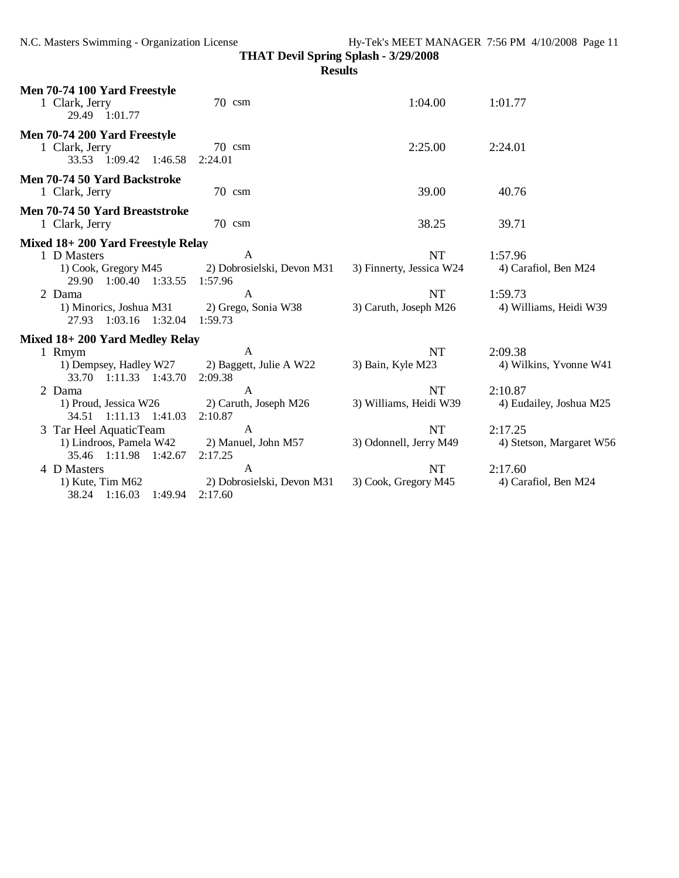**THAT Devil Spring Splash - 3/29/2008**

**Results**

### Men 70-74 100 Yard Freestyle

| | | | |
|---|---|---|---|
| 1 Clark, Jerry | 70 csm | 1:04.00 | 1:01.77 |
| 29.49 1:01.77 | | | |

### Men 70-74 200 Yard Freestyle

| | | | |
|---|---|---|---|
| 1 Clark, Jerry | 70 csm | 2:25.00 | 2:24.01 |
| 33.53 1:09.42 1:46.58 | 2:24.01 | | |

### Men 70-74 50 Yard Backstroke

| | | | |
|---|---|---|---|
| 1 Clark, Jerry | 70 csm | 39.00 | 40.76 |

### Men 70-74 50 Yard Breaststroke

| | | | |
|---|---|---|---|
| 1 Clark, Jerry | 70 csm | 38.25 | 39.71 |

### Mixed 18+ 200 Yard Freestyle Relay

| | | | |
|---|---|---|---|
| 1 D Masters | A | NT | 1:57.96 |
| 1) Cook, Gregory M45 | 2) Dobrosielski, Devon M31 | 3) Finnerty, Jessica W24 | 4) Carafiol, Ben M24 |
| 29.90 1:00.40 1:33.55 | 1:57.96 | | |
| 2 Dama | A | NT | 1:59.73 |
| 1) Minorics, Joshua M31 | 2) Grego, Sonia W38 | 3) Caruth, Joseph M26 | 4) Williams, Heidi W39 |
| 27.93 1:03.16 1:32.04 | 1:59.73 | | |

### Mixed 18+ 200 Yard Medley Relay

| | | | |
|---|---|---|---|
| 1 Rmym | A | NT | 2:09.38 |
| 1) Dempsey, Hadley W27 | 2) Baggett, Julie A W22 | 3) Bain, Kyle M23 | 4) Wilkins, Yvonne W41 |
| 33.70 1:11.33 1:43.70 | 2:09.38 | | |
| 2 Dama | A | NT | 2:10.87 |
| 1) Proud, Jessica W26 | 2) Caruth, Joseph M26 | 3) Williams, Heidi W39 | 4) Eudailey, Joshua M25 |
| 34.51 1:11.13 1:41.03 | 2:10.87 | | |
| 3 Tar Heel AquaticTeam | A | NT | 2:17.25 |
| 1) Lindroos, Pamela W42 | 2) Manuel, John M57 | 3) Odonnell, Jerry M49 | 4) Stetson, Margaret W56 |
| 35.46 1:11.98 1:42.67 | 2:17.25 | | |
| 4 D Masters | A | NT | 2:17.60 |
| 1) Kute, Tim M62 | 2) Dobrosielski, Devon M31 | 3) Cook, Gregory M45 | 4) Carafiol, Ben M24 |
| 38.24 1:16.03 1:49.94 | 2:17.60 | | |